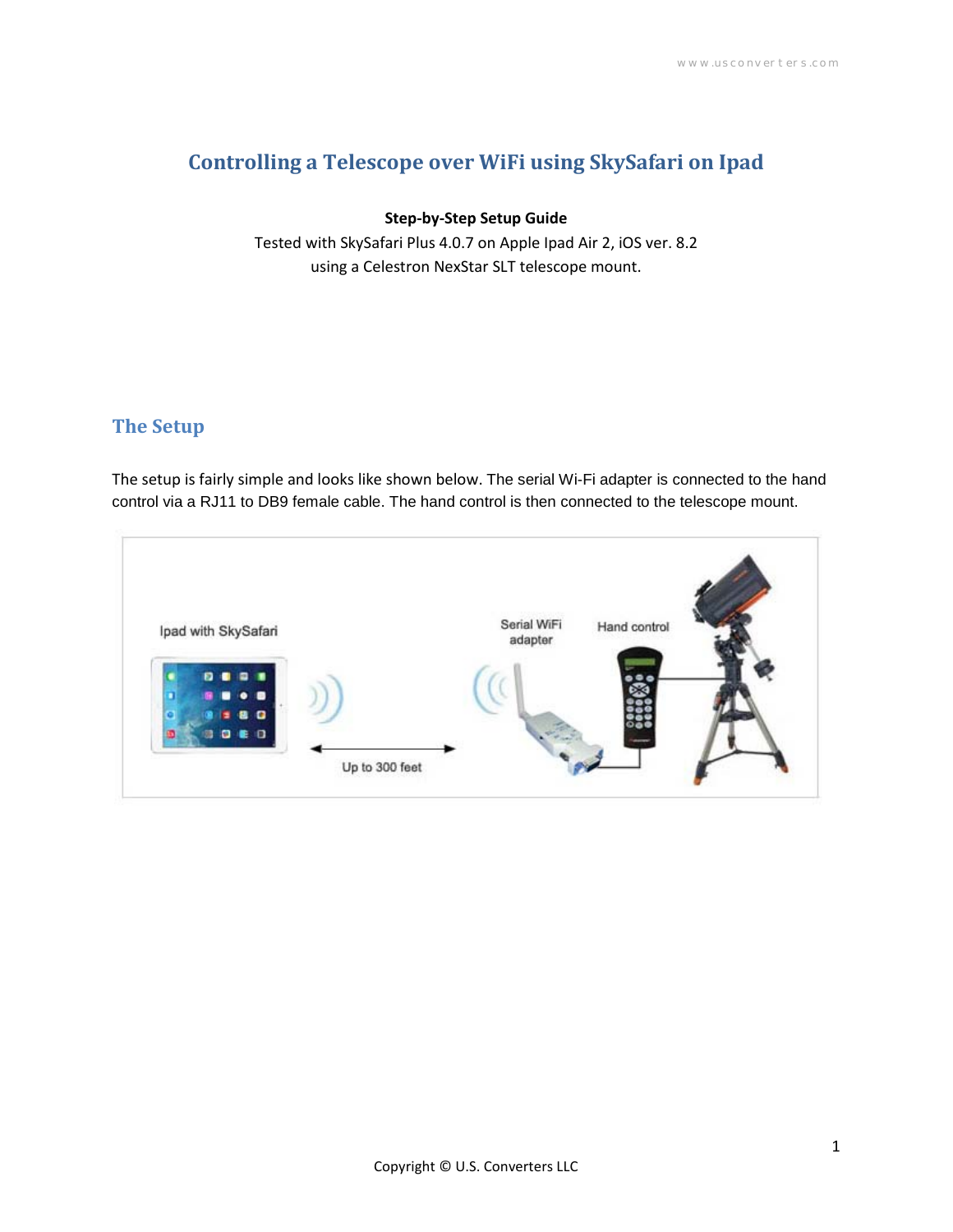# Controlling a Telescope over WiFi using SkySafari on Ipad

**Step-by-Step Setup Guide**

Tested with SkySafari Plus 4.0.7 on Apple Ipad Air 2, iOS ver. 8.2
using a Celestron NexStar SLT telescope mount.

## The Setup

The setup is fairly simple and looks like shown below. The serial Wi-Fi adapter is connected to the hand control via a RJ11 to DB9 female cable. The hand control is then connected to the telescope mount.

Copyright © U.S. Converters LLC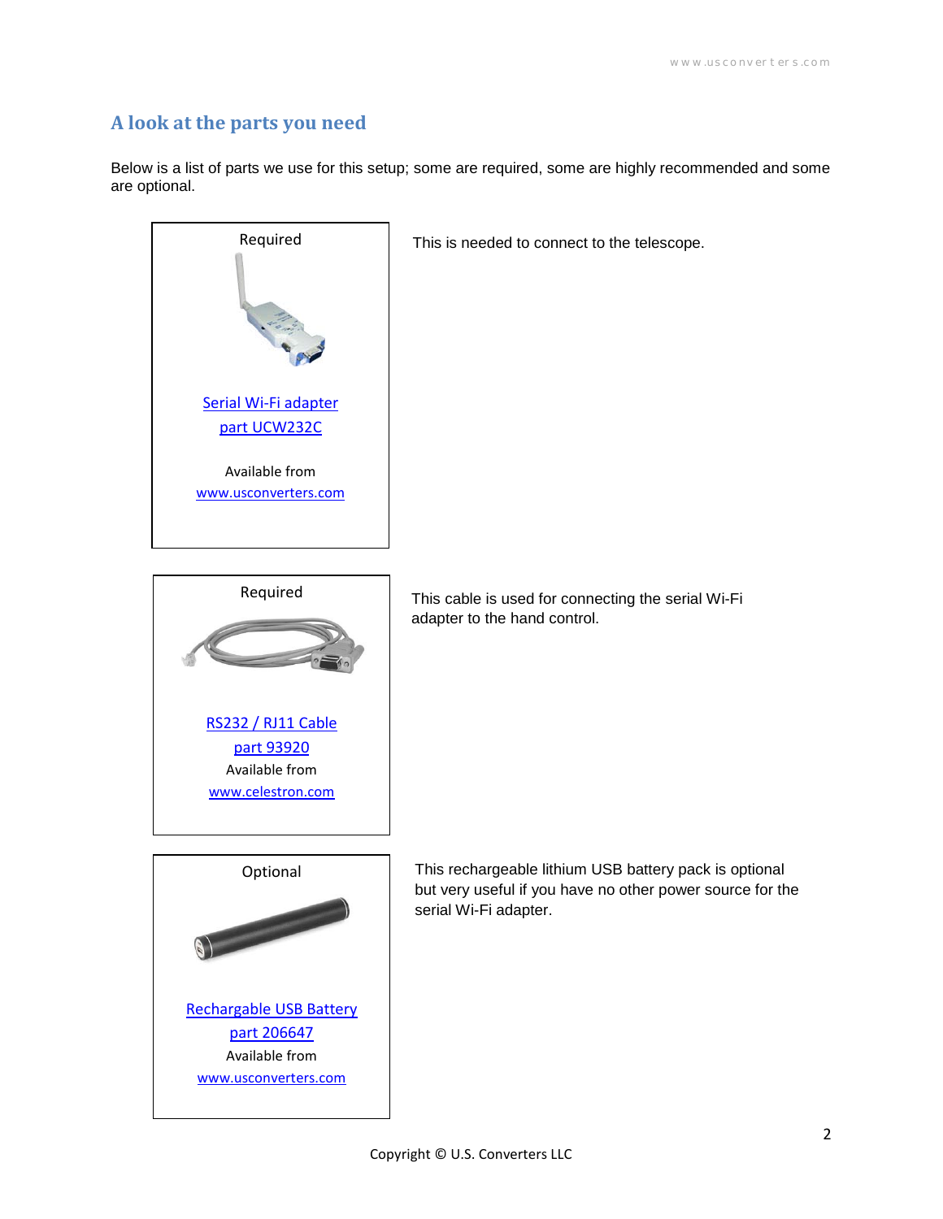## A look at the parts you need

Below is a list of parts we use for this setup; some are required, some are highly recommended and some are optional.

| Part | Description |
| --- | --- |
| Required<br><br>Serial Wi-Fi adapter<br>part UCW232C<br><br>Available from<br>www.usconverters.com | This is needed to connect to the telescope. |
| Required<br><br>RS232 / RJ11 Cable<br>part 93920<br>Available from<br>www.celestron.com | This cable is used for connecting the serial Wi-Fi adapter to the hand control. |
| Optional<br><br>Rechargable USB Battery<br>part 206647<br>Available from<br>www.usconverters.com | This rechargeable lithium USB battery pack is optional but very useful if you have no other power source for the serial Wi-Fi adapter. |

Copyright © U.S. Converters LLC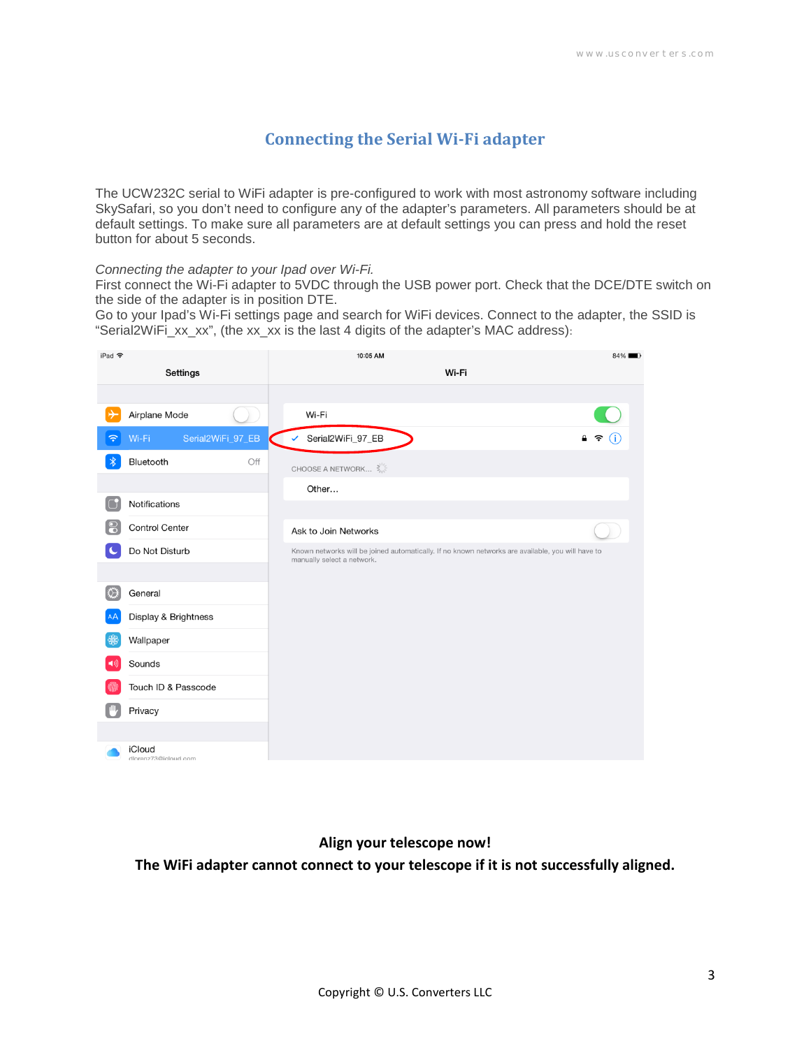## Connecting the Serial Wi-Fi adapter

The UCW232C serial to WiFi adapter is pre-configured to work with most astronomy software including SkySafari, so you don't need to configure any of the adapter's parameters. All parameters should be at default settings. To make sure all parameters are at default settings you can press and hold the reset button for about 5 seconds.

*Connecting the adapter to your Ipad over Wi-Fi.*

First connect the Wi-Fi adapter to 5VDC through the USB power port. Check that the DCE/DTE switch on the side of the adapter is in position DTE.

Go to your Ipad's Wi-Fi settings page and search for WiFi devices. Connect to the adapter, the SSID is "Serial2WiFi_xx_xx", (the xx_xx is the last 4 digits of the adapter's MAC address):

**Align your telescope now!**

**The WiFi adapter cannot connect to your telescope if it is not successfully aligned.**

Copyright © U.S. Converters LLC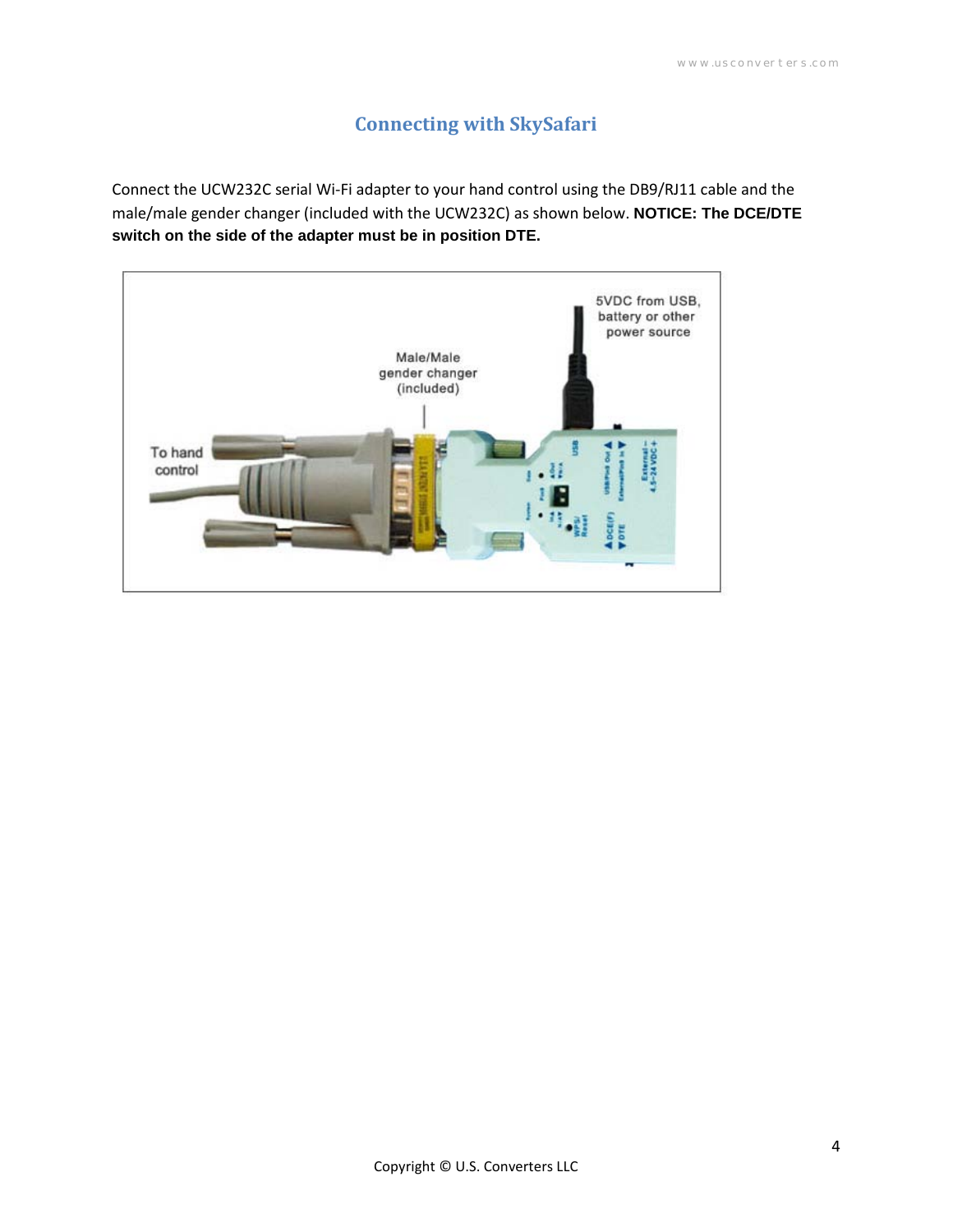## Connecting with SkySafari

Connect the UCW232C serial Wi-Fi adapter to your hand control using the DB9/RJ11 cable and the male/male gender changer (included with the UCW232C) as shown below. **NOTICE: The DCE/DTE switch on the side of the adapter must be in position DTE.**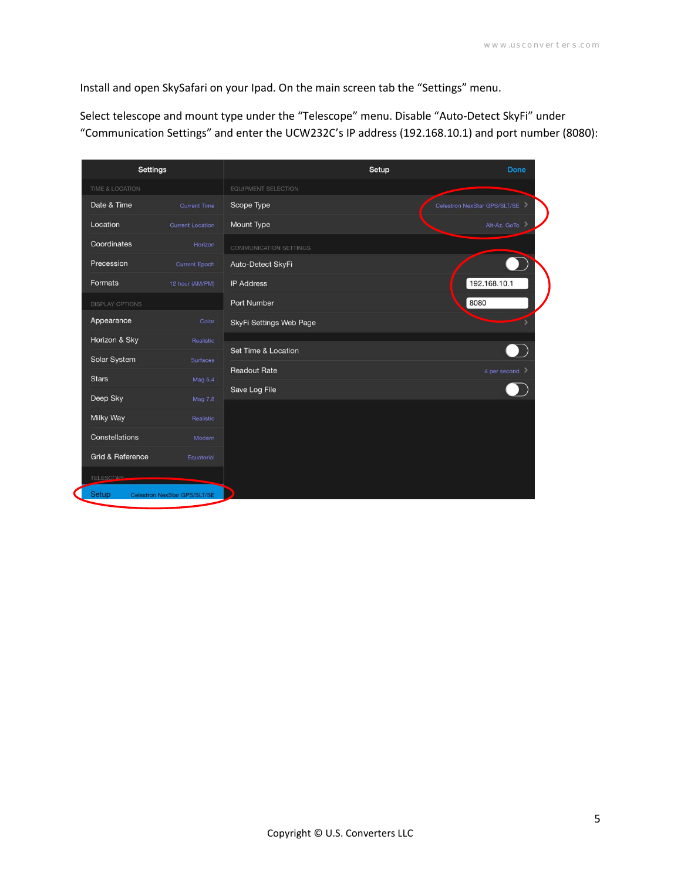Install and open SkySafari on your Ipad. On the main screen tab the “Settings” menu.

Select telescope and mount type under the “Telescope” menu. Disable “Auto-Detect SkyFi” under “Communication Settings” and enter the UCW232C’s IP address (192.168.10.1) and port number (8080):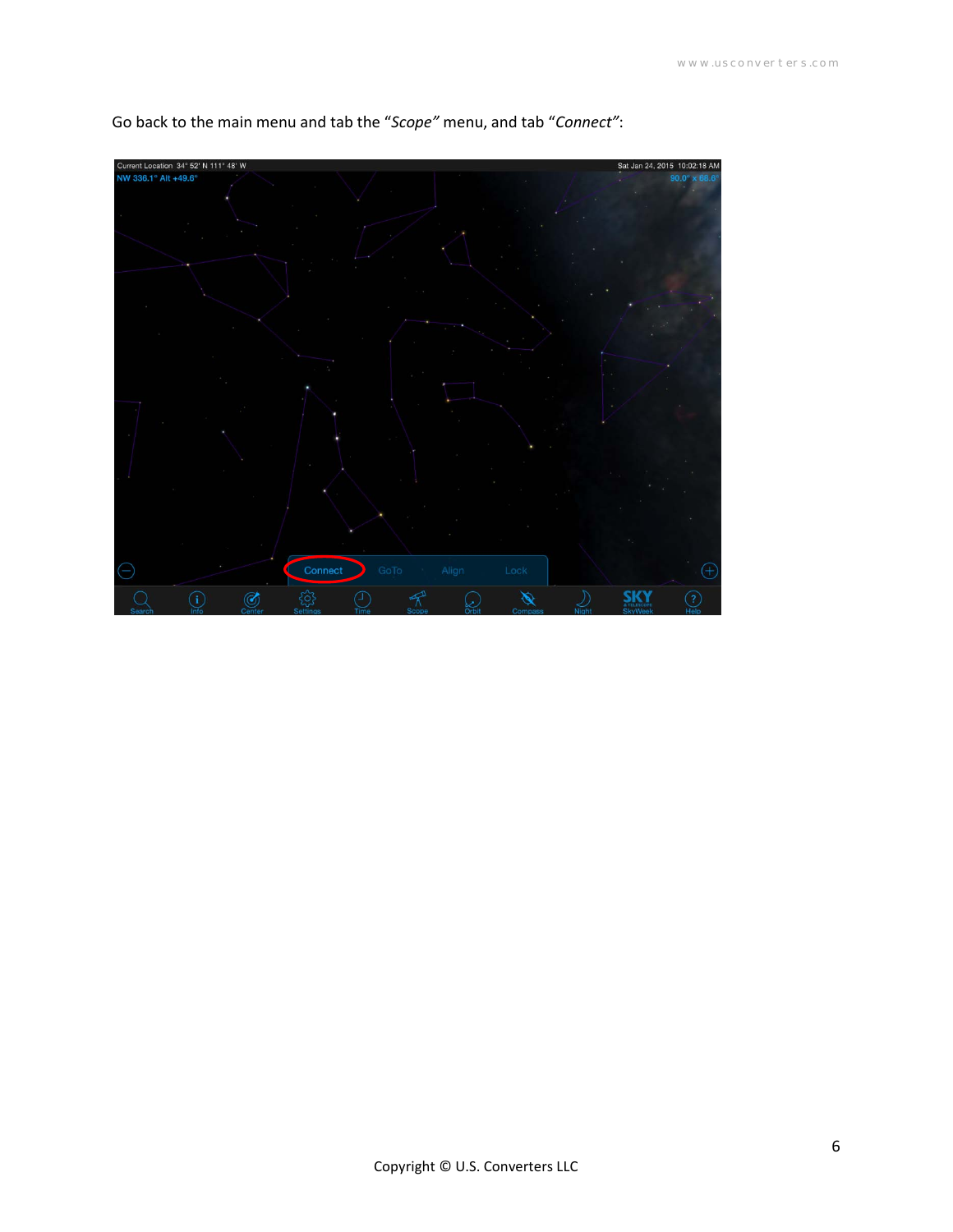Go back to the main menu and tab the "*Scope"* menu, and tab "*Connect"*: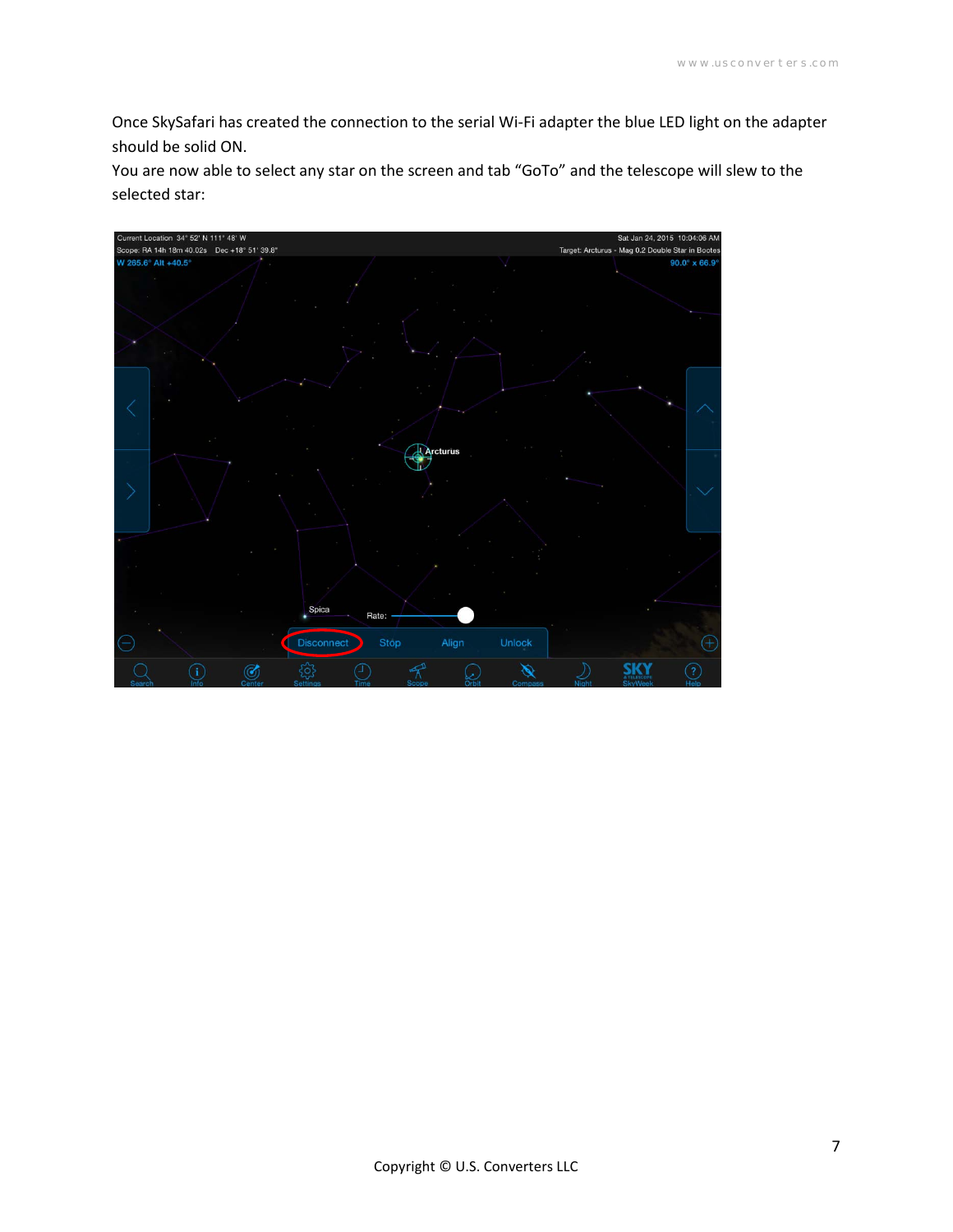Once SkySafari has created the connection to the serial Wi-Fi adapter the blue LED light on the adapter should be solid ON.

You are now able to select any star on the screen and tab "GoTo" and the telescope will slew to the selected star:

Copyright © U.S. Converters LLC